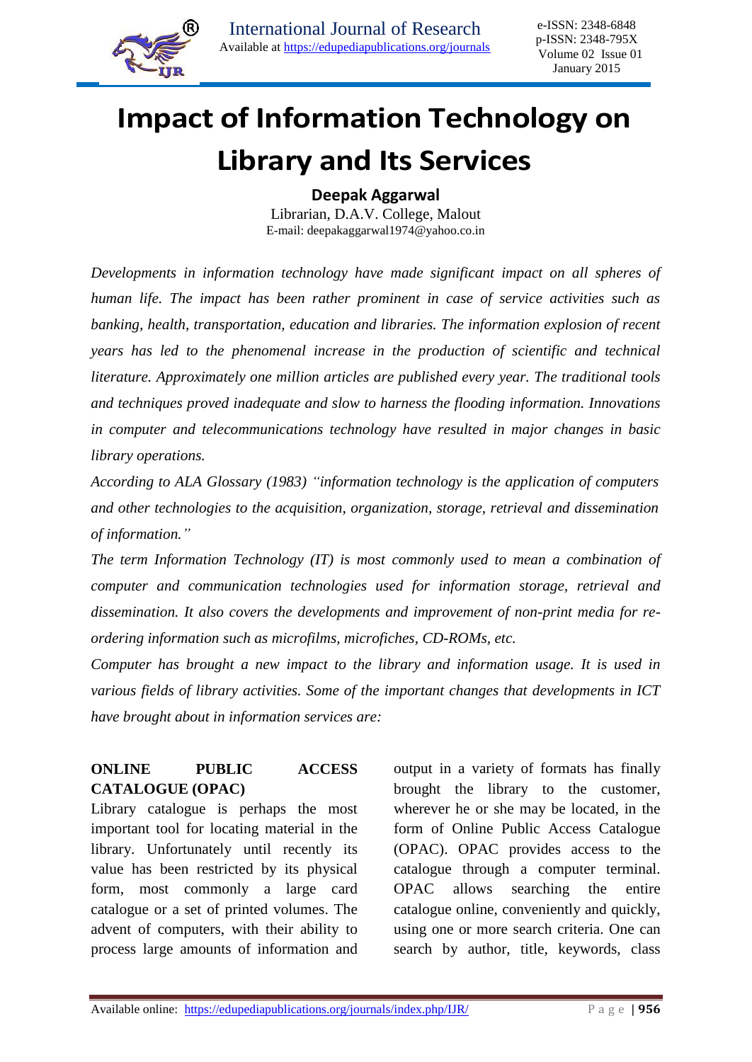# Impact of Information Technology on Library and Its Services

**Deepak Aggarwal**

Librarian, D.A.V. College, Malout

E-mail: deepakaggarwal1974@yahoo.co.in

*Developments in information technology have made significant impact on all spheres of human life. The impact has been rather prominent in case of service activities such as banking, health, transportation, education and libraries. The information explosion of recent years has led to the phenomenal increase in the production of scientific and technical literature. Approximately one million articles are published every year. The traditional tools and techniques proved inadequate and slow to harness the flooding information. Innovations in computer and telecommunications technology have resulted in major changes in basic library operations.*

*According to ALA Glossary (1983) "information technology is the application of computers and other technologies to the acquisition, organization, storage, retrieval and dissemination of information."*

*The term Information Technology (IT) is most commonly used to mean a combination of computer and communication technologies used for information storage, retrieval and dissemination. It also covers the developments and improvement of non-print media for re-ordering information such as microfilms, microfiches, CD-ROMs, etc.*

*Computer has brought a new impact to the library and information usage. It is used in various fields of library activities. Some of the important changes that developments in ICT have brought about in information services are:*

## ONLINE PUBLIC ACCESS CATALOGUE (OPAC)

Library catalogue is perhaps the most important tool for locating material in the library. Unfortunately until recently its value has been restricted by its physical form, most commonly a large card catalogue or a set of printed volumes. The advent of computers, with their ability to process large amounts of information and output in a variety of formats has finally brought the library to the customer, wherever he or she may be located, in the form of Online Public Access Catalogue (OPAC). OPAC provides access to the catalogue through a computer terminal. OPAC allows searching the entire catalogue online, conveniently and quickly, using one or more search criteria. One can search by author, title, keywords, class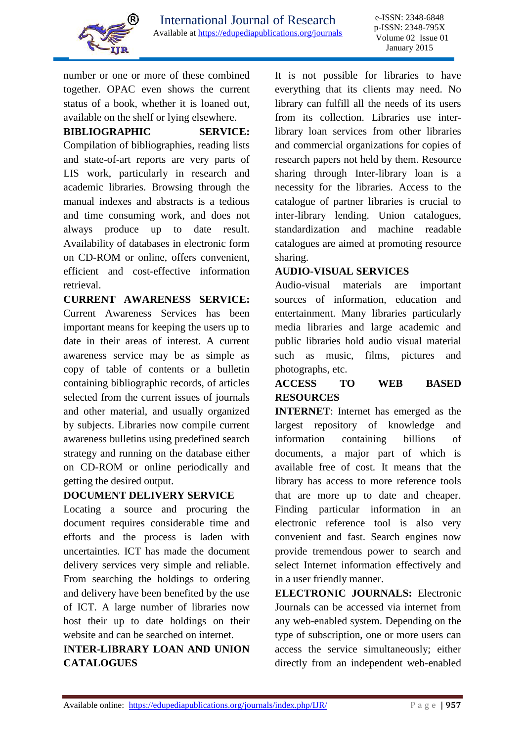number or one or more of these combined together. OPAC even shows the current status of a book, whether it is loaned out, available on the shelf or lying elsewhere.

**BIBLIOGRAPHIC SERVICE:** Compilation of bibliographies, reading lists and state-of-art reports are very parts of LIS work, particularly in research and academic libraries. Browsing through the manual indexes and abstracts is a tedious and time consuming work, and does not always produce up to date result. Availability of databases in electronic form on CD-ROM or online, offers convenient, efficient and cost-effective information retrieval.

**CURRENT AWARENESS SERVICE:** Current Awareness Services has been important means for keeping the users up to date in their areas of interest. A current awareness service may be as simple as copy of table of contents or a bulletin containing bibliographic records, of articles selected from the current issues of journals and other material, and usually organized by subjects. Libraries now compile current awareness bulletins using predefined search strategy and running on the database either on CD-ROM or online periodically and getting the desired output.

**DOCUMENT DELIVERY SERVICE**

Locating a source and procuring the document requires considerable time and efforts and the process is laden with uncertainties. ICT has made the document delivery services very simple and reliable. From searching the holdings to ordering and delivery have been benefited by the use of ICT. A large number of libraries now host their up to date holdings on their website and can be searched on internet.

**INTER-LIBRARY LOAN AND UNION CATALOGUES**

It is not possible for libraries to have everything that its clients may need. No library can fulfill all the needs of its users from its collection. Libraries use inter-library loan services from other libraries and commercial organizations for copies of research papers not held by them. Resource sharing through Inter-library loan is a necessity for the libraries. Access to the catalogue of partner libraries is crucial to inter-library lending. Union catalogues, standardization and machine readable catalogues are aimed at promoting resource sharing.

**AUDIO-VISUAL SERVICES**

Audio-visual materials are important sources of information, education and entertainment. Many libraries particularly media libraries and large academic and public libraries hold audio visual material such as music, films, pictures and photographs, etc.

**ACCESS TO WEB BASED RESOURCES**

**INTERNET**: Internet has emerged as the largest repository of knowledge and information containing billions of documents, a major part of which is available free of cost. It means that the library has access to more reference tools that are more up to date and cheaper. Finding particular information in an electronic reference tool is also very convenient and fast. Search engines now provide tremendous power to search and select Internet information effectively and in a user friendly manner.

**ELECTRONIC JOURNALS:** Electronic Journals can be accessed via internet from any web-enabled system. Depending on the type of subscription, one or more users can access the service simultaneously; either directly from an independent web-enabled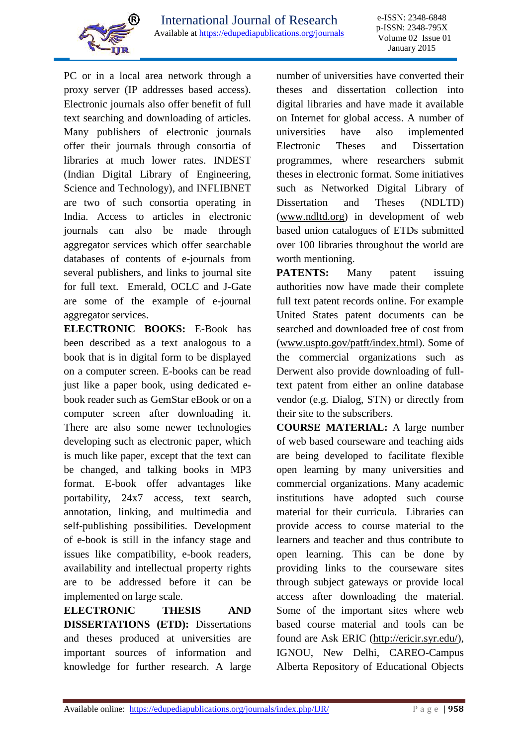PC or in a local area network through a proxy server (IP addresses based access). Electronic journals also offer benefit of full text searching and downloading of articles. Many publishers of electronic journals offer their journals through consortia of libraries at much lower rates. INDEST (Indian Digital Library of Engineering, Science and Technology), and INFLIBNET are two of such consortia operating in India. Access to articles in electronic journals can also be made through aggregator services which offer searchable databases of contents of e-journals from several publishers, and links to journal site for full text. Emerald, OCLC and J-Gate are some of the example of e-journal aggregator services.

**ELECTRONIC BOOKS:** E-Book has been described as a text analogous to a book that is in digital form to be displayed on a computer screen. E-books can be read just like a paper book, using dedicated e-book reader such as GemStar eBook or on a computer screen after downloading it. There are also some newer technologies developing such as electronic paper, which is much like paper, except that the text can be changed, and talking books in MP3 format. E-book offer advantages like portability, 24x7 access, text search, annotation, linking, and multimedia and self-publishing possibilities. Development of e-book is still in the infancy stage and issues like compatibility, e-book readers, availability and intellectual property rights are to be addressed before it can be implemented on large scale.

**ELECTRONIC THESIS AND DISSERTATIONS (ETD):** Dissertations and theses produced at universities are important sources of information and knowledge for further research. A large number of universities have converted their theses and dissertation collection into digital libraries and have made it available on Internet for global access. A number of universities have also implemented Electronic Theses and Dissertation programmes, where researchers submit theses in electronic format. Some initiatives such as Networked Digital Library of Dissertation and Theses (NDLTD) (www.ndltd.org) in development of web based union catalogues of ETDs submitted over 100 libraries throughout the world are worth mentioning.

**PATENTS:** Many patent issuing authorities now have made their complete full text patent records online. For example United States patent documents can be searched and downloaded free of cost from (www.uspto.gov/patft/index.html). Some of the commercial organizations such as Derwent also provide downloading of full-text patent from either an online database vendor (e.g. Dialog, STN) or directly from their site to the subscribers.

**COURSE MATERIAL:** A large number of web based courseware and teaching aids are being developed to facilitate flexible open learning by many universities and commercial organizations. Many academic institutions have adopted such course material for their curricula. Libraries can provide access to course material to the learners and teacher and thus contribute to open learning. This can be done by providing links to the courseware sites through subject gateways or provide local access after downloading the material. Some of the important sites where web based course material and tools can be found are Ask ERIC (http://ericir.syr.edu/), IGNOU, New Delhi, CAREO-Campus Alberta Repository of Educational Objects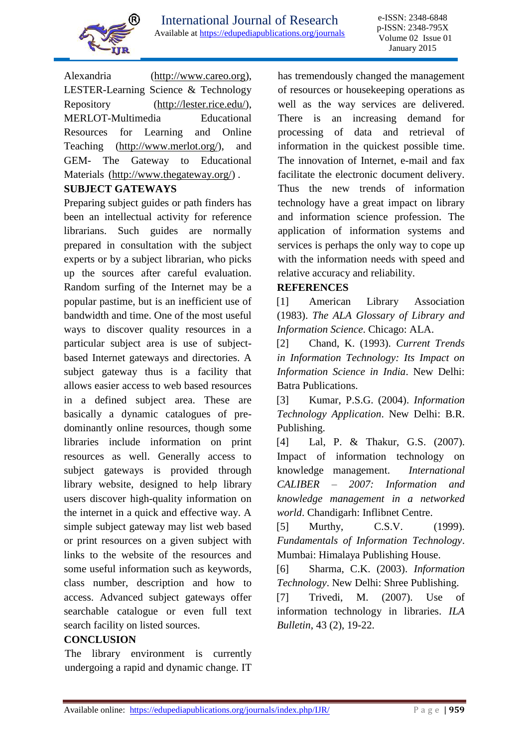Alexandria (http://www.careo.org), LESTER-Learning Science & Technology Repository (http://lester.rice.edu/), MERLOT-Multimedia Educational Resources for Learning and Online Teaching (http://www.merlot.org/), and GEM- The Gateway to Educational Materials (http://www.thegateway.org/) .

**SUBJECT GATEWAYS**

Preparing subject guides or path finders has been an intellectual activity for reference librarians. Such guides are normally prepared in consultation with the subject experts or by a subject librarian, who picks up the sources after careful evaluation. Random surfing of the Internet may be a popular pastime, but is an inefficient use of bandwidth and time. One of the most useful ways to discover quality resources in a particular subject area is use of subject-based Internet gateways and directories. A subject gateway thus is a facility that allows easier access to web based resources in a defined subject area. These are basically a dynamic catalogues of pre-dominantly online resources, though some libraries include information on print resources as well. Generally access to subject gateways is provided through library website, designed to help library users discover high-quality information on the internet in a quick and effective way. A simple subject gateway may list web based or print resources on a given subject with links to the website of the resources and some useful information such as keywords, class number, description and how to access. Advanced subject gateways offer searchable catalogue or even full text search facility on listed sources.

**CONCLUSION**

The library environment is currently undergoing a rapid and dynamic change. IT has tremendously changed the management of resources or housekeeping operations as well as the way services are delivered. There is an increasing demand for processing of data and retrieval of information in the quickest possible time. The innovation of Internet, e-mail and fax facilitate the electronic document delivery. Thus the new trends of information technology have a great impact on library and information science profession. The application of information systems and services is perhaps the only way to cope up with the information needs with speed and relative accuracy and reliability.

**REFERENCES**

[1] American Library Association (1983). *The ALA Glossary of Library and Information Science*. Chicago: ALA.

[2] Chand, K. (1993). *Current Trends in Information Technology: Its Impact on Information Science in India*. New Delhi: Batra Publications.

[3] Kumar, P.S.G. (2004). *Information Technology Application*. New Delhi: B.R. Publishing.

[4] Lal, P. & Thakur, G.S. (2007). Impact of information technology on knowledge management. *International CALIBER – 2007: Information and knowledge management in a networked world*. Chandigarh: Inflibnet Centre.

[5] Murthy, C.S.V. (1999). *Fundamentals of Information Technology*. Mumbai: Himalaya Publishing House.

[6] Sharma, C.K. (2003). *Information Technology*. New Delhi: Shree Publishing.

[7] Trivedi, M. (2007). Use of information technology in libraries. *ILA Bulletin*, 43 (2), 19-22.